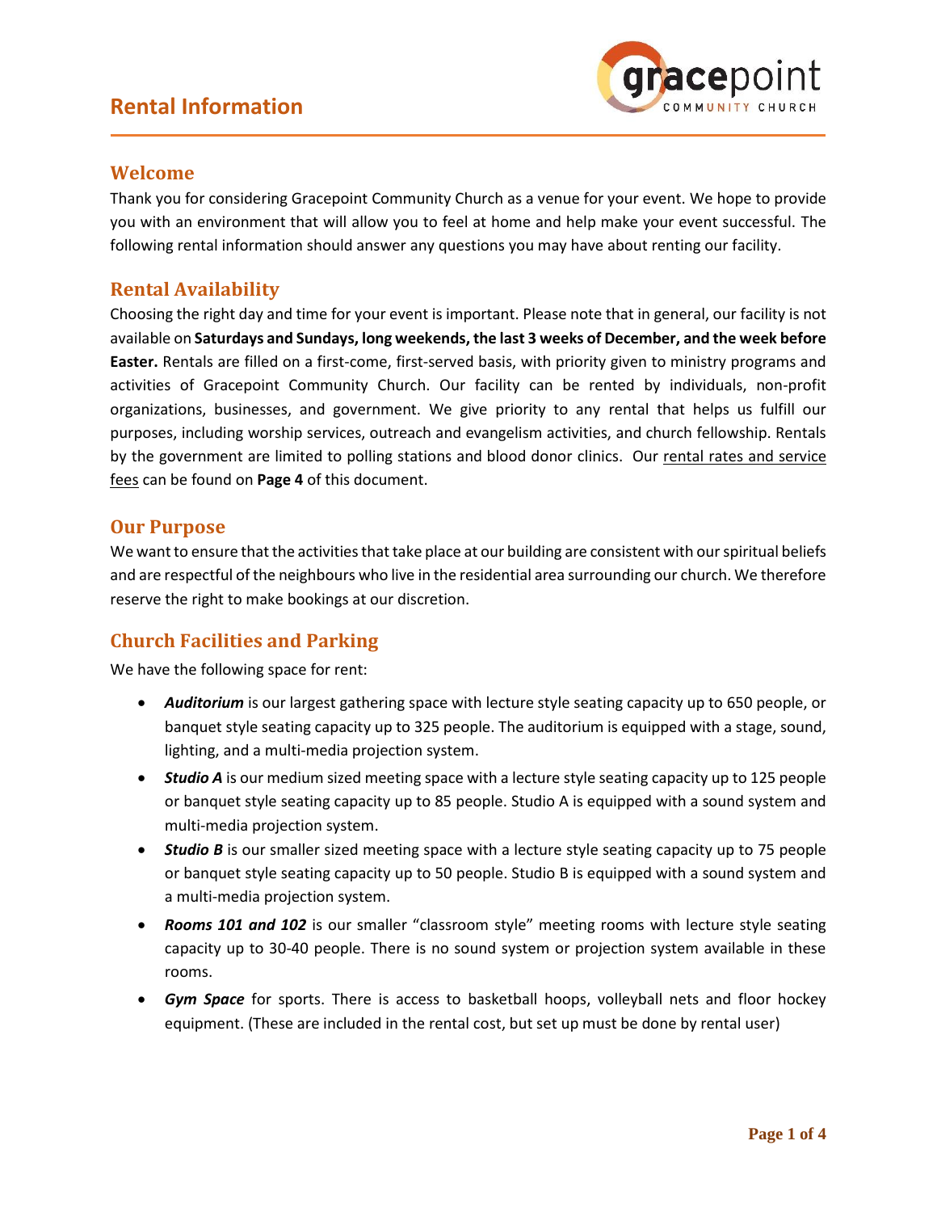# Rental Information

## Welcome

Thank you for considering Gracepoint Community Church as a venue for your event. We hope to provide you with an environment that will allow you to feel at home and help make your event successful. The following rental information should answer any questions you may have about renting our facility.

## Rental Availability

Choosing the right day and time for your event is important. Please note that in general, our facility is not available on **Saturdays and Sundays, long weekends, the last 3 weeks of December, and the week before Easter.** Rentals are filled on a first-come, first-served basis, with priority given to ministry programs and activities of Gracepoint Community Church. Our facility can be rented by individuals, non-profit organizations, businesses, and government. We give priority to any rental that helps us fulfill our purposes, including worship services, outreach and evangelism activities, and church fellowship. Rentals by the government are limited to polling stations and blood donor clinics. Our rental rates and service fees can be found on **Page 4** of this document.

## Our Purpose

We want to ensure that the activities that take place at our building are consistent with our spiritual beliefs and are respectful of the neighbours who live in the residential area surrounding our church. We therefore reserve the right to make bookings at our discretion.

## Church Facilities and Parking

We have the following space for rent:

- ***Auditorium*** is our largest gathering space with lecture style seating capacity up to 650 people, or banquet style seating capacity up to 325 people. The auditorium is equipped with a stage, sound, lighting, and a multi-media projection system.
- ***Studio A*** is our medium sized meeting space with a lecture style seating capacity up to 125 people or banquet style seating capacity up to 85 people. Studio A is equipped with a sound system and multi-media projection system.
- ***Studio B*** is our smaller sized meeting space with a lecture style seating capacity up to 75 people or banquet style seating capacity up to 50 people. Studio B is equipped with a sound system and a multi-media projection system.
- ***Rooms 101 and 102*** is our smaller "classroom style" meeting rooms with lecture style seating capacity up to 30-40 people. There is no sound system or projection system available in these rooms.
- ***Gym Space*** for sports. There is access to basketball hoops, volleyball nets and floor hockey equipment. (These are included in the rental cost, but set up must be done by rental user)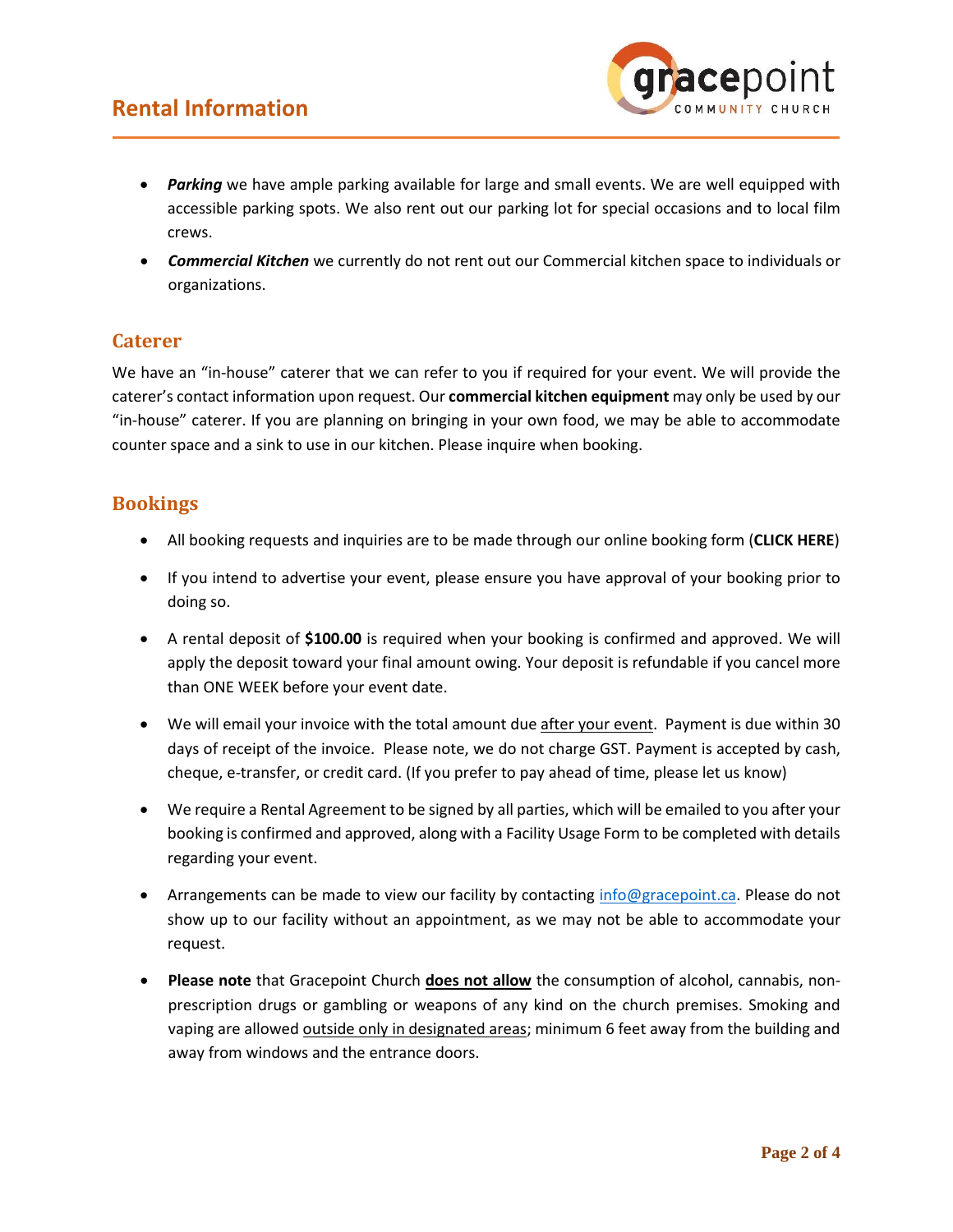- ***Parking*** we have ample parking available for large and small events. We are well equipped with accessible parking spots. We also rent out our parking lot for special occasions and to local film crews.
- ***Commercial Kitchen*** we currently do not rent out our Commercial kitchen space to individuals or organizations.

## Caterer

We have an "in-house" caterer that we can refer to you if required for your event. We will provide the caterer's contact information upon request. Our **commercial kitchen equipment** may only be used by our "in-house" caterer. If you are planning on bringing in your own food, we may be able to accommodate counter space and a sink to use in our kitchen. Please inquire when booking.

## Bookings

- All booking requests and inquiries are to be made through our online booking form (**CLICK HERE**)
- If you intend to advertise your event, please ensure you have approval of your booking prior to doing so.
- A rental deposit of **$100.00** is required when your booking is confirmed and approved. We will apply the deposit toward your final amount owing. Your deposit is refundable if you cancel more than ONE WEEK before your event date.
- We will email your invoice with the total amount due <u>after your event</u>. Payment is due within 30 days of receipt of the invoice. Please note, we do not charge GST. Payment is accepted by cash, cheque, e-transfer, or credit card. (If you prefer to pay ahead of time, please let us know)
- We require a Rental Agreement to be signed by all parties, which will be emailed to you after your booking is confirmed and approved, along with a Facility Usage Form to be completed with details regarding your event.
- Arrangements can be made to view our facility by contacting info@gracepoint.ca. Please do not show up to our facility without an appointment, as we may not be able to accommodate your request.
- **Please note** that Gracepoint Church **<u>does not allow</u>** the consumption of alcohol, cannabis, non-prescription drugs or gambling or weapons of any kind on the church premises. Smoking and vaping are allowed <u>outside only in designated areas</u>; minimum 6 feet away from the building and away from windows and the entrance doors.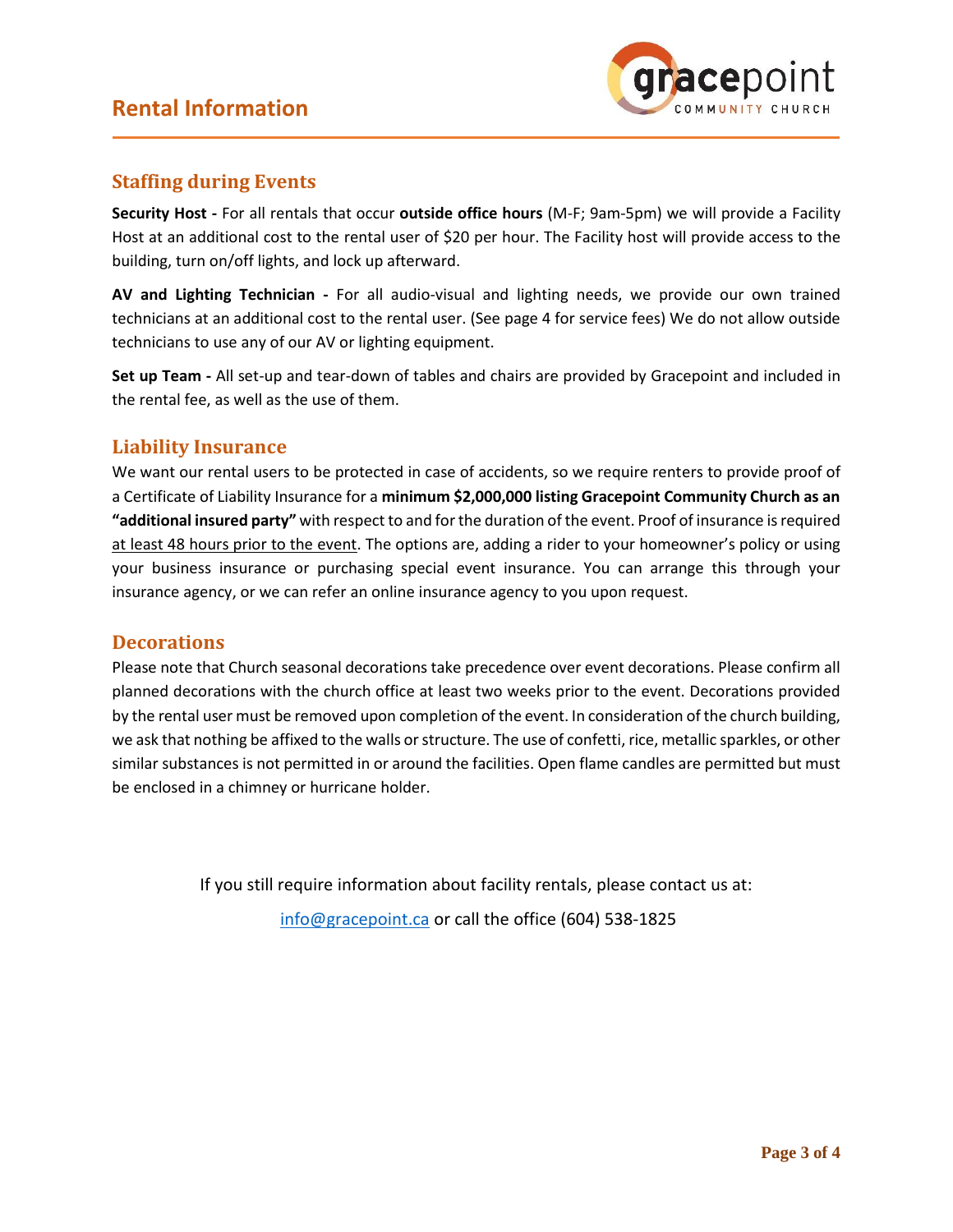# Rental Information

## Staffing during Events

**Security Host -** For all rentals that occur **outside office hours** (M-F; 9am-5pm) we will provide a Facility Host at an additional cost to the rental user of $20 per hour. The Facility host will provide access to the building, turn on/off lights, and lock up afterward.

**AV and Lighting Technician -** For all audio-visual and lighting needs, we provide our own trained technicians at an additional cost to the rental user. (See page 4 for service fees) We do not allow outside technicians to use any of our AV or lighting equipment.

**Set up Team -** All set-up and tear-down of tables and chairs are provided by Gracepoint and included in the rental fee, as well as the use of them.

## Liability Insurance

We want our rental users to be protected in case of accidents, so we require renters to provide proof of a Certificate of Liability Insurance for a **minimum $2,000,000 listing Gracepoint Community Church as an "additional insured party"** with respect to and for the duration of the event. Proof of insurance is required <u>at least 48 hours prior to the event</u>. The options are, adding a rider to your homeowner's policy or using your business insurance or purchasing special event insurance. You can arrange this through your insurance agency, or we can refer an online insurance agency to you upon request.

## Decorations

Please note that Church seasonal decorations take precedence over event decorations. Please confirm all planned decorations with the church office at least two weeks prior to the event. Decorations provided by the rental user must be removed upon completion of the event. In consideration of the church building, we ask that nothing be affixed to the walls or structure. The use of confetti, rice, metallic sparkles, or other similar substances is not permitted in or around the facilities. Open flame candles are permitted but must be enclosed in a chimney or hurricane holder.

If you still require information about facility rentals, please contact us at:

info@gracepoint.ca or call the office (604) 538-1825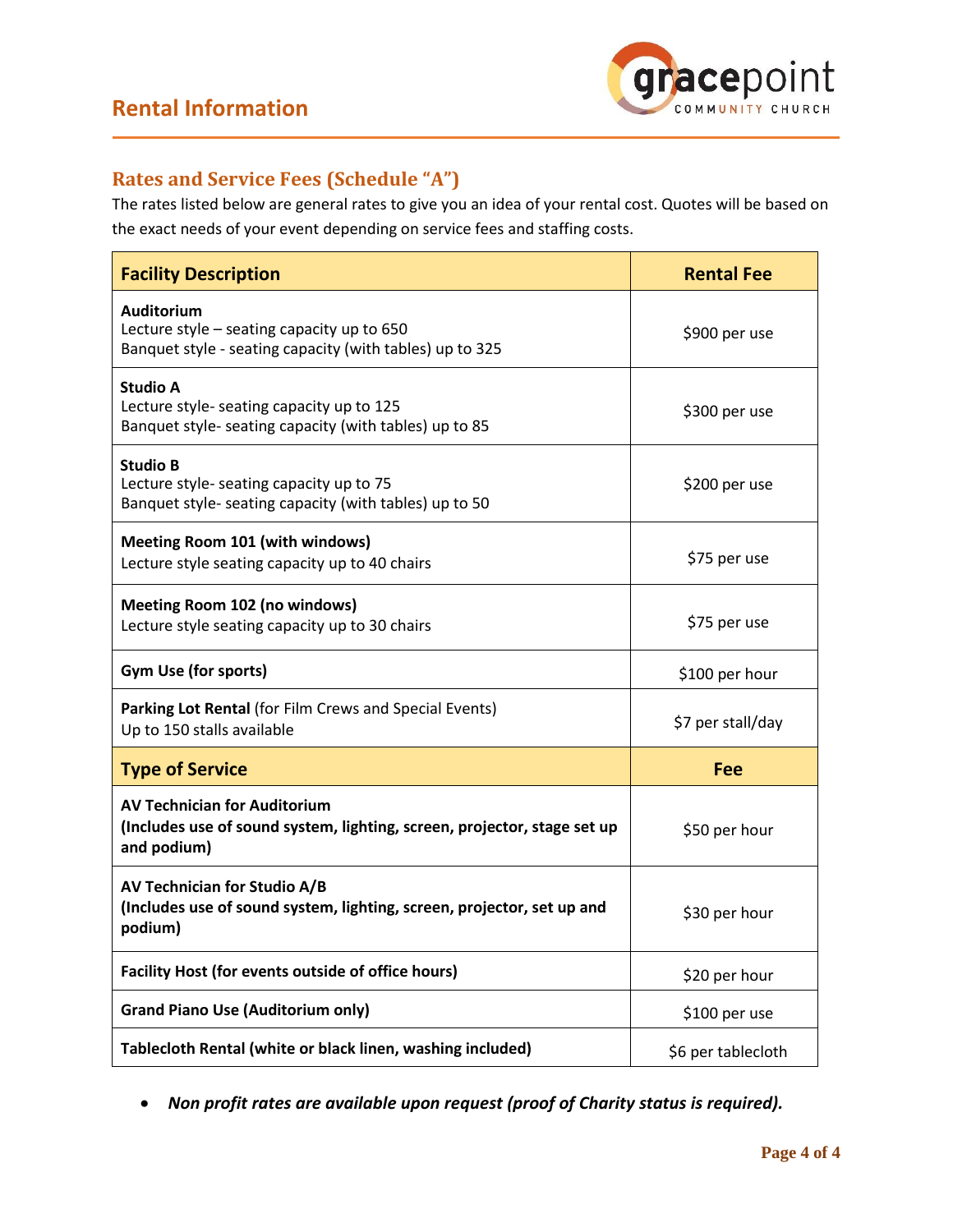# Rental Information

## Rates and Service Fees (Schedule "A")

The rates listed below are general rates to give you an idea of your rental cost. Quotes will be based on the exact needs of your event depending on service fees and staffing costs.

| Facility Description | Rental Fee |
|---|---|
| **Auditorium**<br>Lecture style – seating capacity up to 650<br>Banquet style - seating capacity (with tables) up to 325 | $900 per use |
| **Studio A**<br>Lecture style- seating capacity up to 125<br>Banquet style- seating capacity (with tables) up to 85 | $300 per use |
| **Studio B**<br>Lecture style- seating capacity up to 75<br>Banquet style- seating capacity (with tables) up to 50 | $200 per use |
| **Meeting Room 101 (with windows)**<br>Lecture style seating capacity up to 40 chairs | $75 per use |
| **Meeting Room 102 (no windows)**<br>Lecture style seating capacity up to 30 chairs | $75 per use |
| **Gym Use (for sports)** | $100 per hour |
| **Parking Lot Rental** (for Film Crews and Special Events)<br>Up to 150 stalls available | $7 per stall/day |
| **Type of Service** | **Fee** |
| **AV Technician for Auditorium**<br>**(Includes use of sound system, lighting, screen, projector, stage set up and podium)** | $50 per hour |
| **AV Technician for Studio A/B**<br>**(Includes use of sound system, lighting, screen, projector, set up and podium)** | $30 per hour |
| **Facility Host (for events outside of office hours)** | $20 per hour |
| **Grand Piano Use (Auditorium only)** | $100 per use |
| **Tablecloth Rental (white or black linen, washing included)** | $6 per tablecloth |

- ***Non profit rates are available upon request (proof of Charity status is required).***